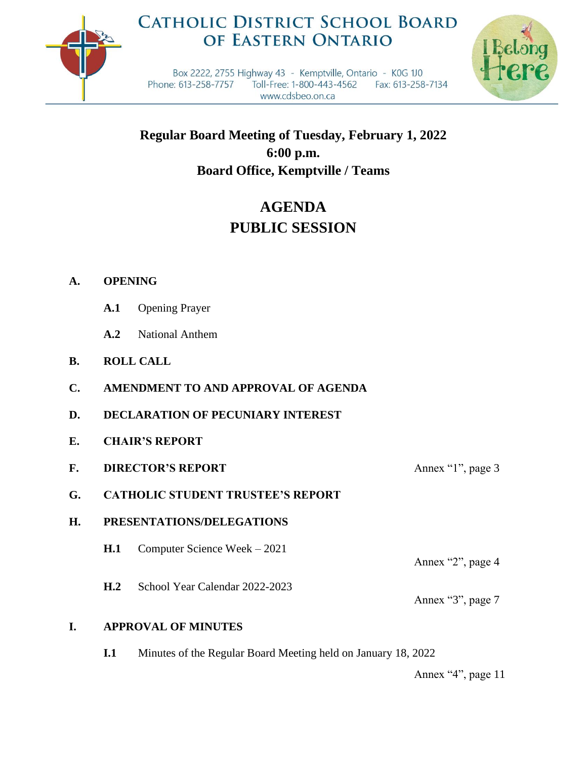# CATHOLIC DISTRICT SCHOOL BOARD OF EASTERN ONTARIO

Box 2222, 2755 Highway 43 - Kemptville, Ontario - K0G 1J0
Phone: 613-258-7757 Toll-Free: 1-800-443-4562 Fax: 613-258-7134
www.cdsbeo.on.ca

I Belong Here

**Regular Board Meeting of Tuesday, February 1, 2022**
**6:00 p.m.**
**Board Office, Kemptville / Teams**

## AGENDA
## PUBLIC SESSION

**A. OPENING**

- **A.1** Opening Prayer
- **A.2** National Anthem

**B. ROLL CALL**

**C. AMENDMENT TO AND APPROVAL OF AGENDA**

**D. DECLARATION OF PECUNIARY INTEREST**

**E. CHAIR'S REPORT**

**F. DIRECTOR'S REPORT** — Annex "1", page 3

**G. CATHOLIC STUDENT TRUSTEE'S REPORT**

**H. PRESENTATIONS/DELEGATIONS**

- **H.1** Computer Science Week – 2021 — Annex "2", page 4
- **H.2** School Year Calendar 2022-2023 — Annex "3", page 7

**I. APPROVAL OF MINUTES**

- **I.1** Minutes of the Regular Board Meeting held on January 18, 2022 — Annex "4", page 11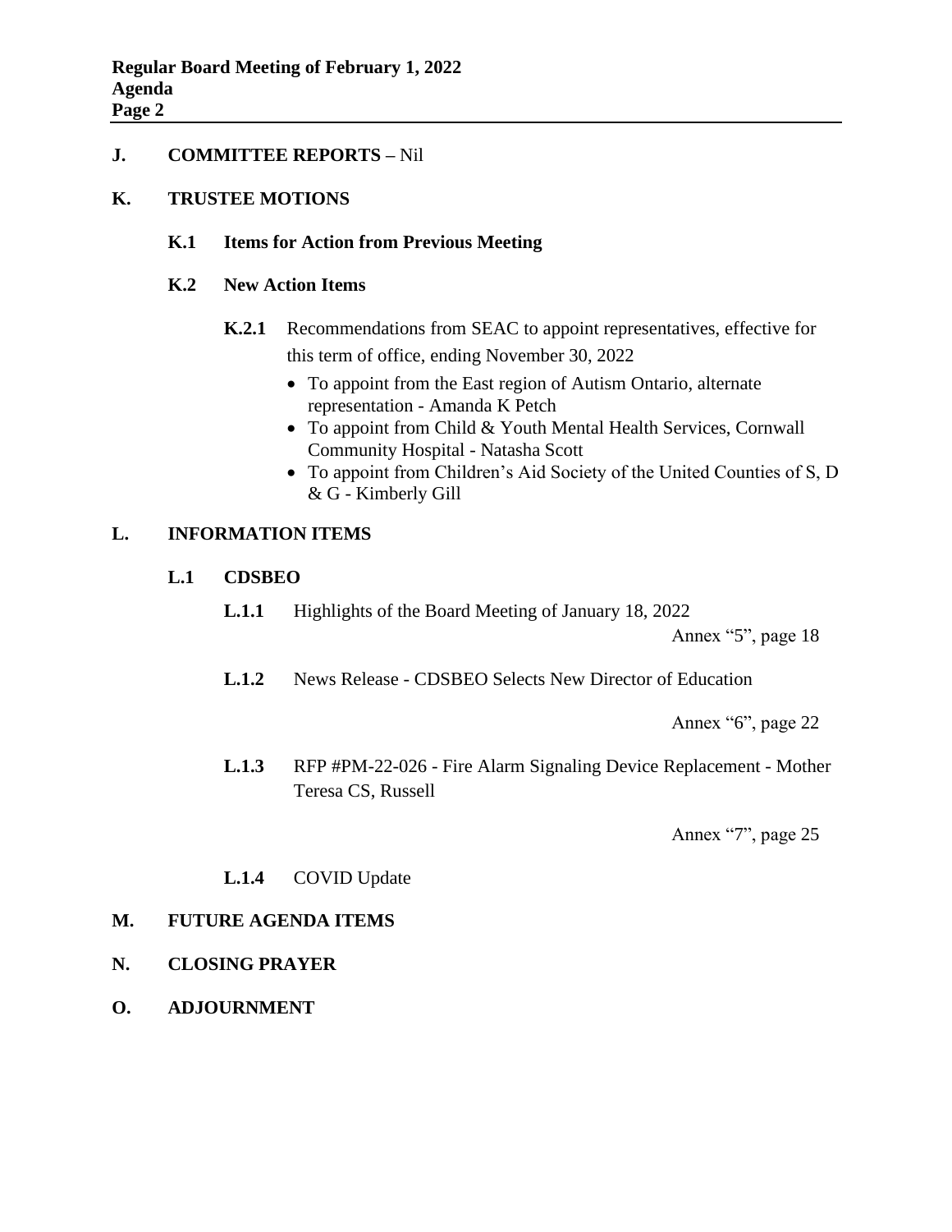## J. COMMITTEE REPORTS – Nil

## K. TRUSTEE MOTIONS

### K.1 Items for Action from Previous Meeting

### K.2 New Action Items

**K.2.1** Recommendations from SEAC to appoint representatives, effective for this term of office, ending November 30, 2022

- To appoint from the East region of Autism Ontario, alternate representation - Amanda K Petch
- To appoint from Child & Youth Mental Health Services, Cornwall Community Hospital - Natasha Scott
- To appoint from Children's Aid Society of the United Counties of S, D & G - Kimberly Gill

## L. INFORMATION ITEMS

### L.1 CDSBEO

**L.1.1** Highlights of the Board Meeting of January 18, 2022

Annex "5", page 18

**L.1.2** News Release - CDSBEO Selects New Director of Education

Annex "6", page 22

**L.1.3** RFP #PM-22-026 - Fire Alarm Signaling Device Replacement - Mother Teresa CS, Russell

Annex "7", page 25

**L.1.4** COVID Update

## M. FUTURE AGENDA ITEMS

## N. CLOSING PRAYER

## O. ADJOURNMENT